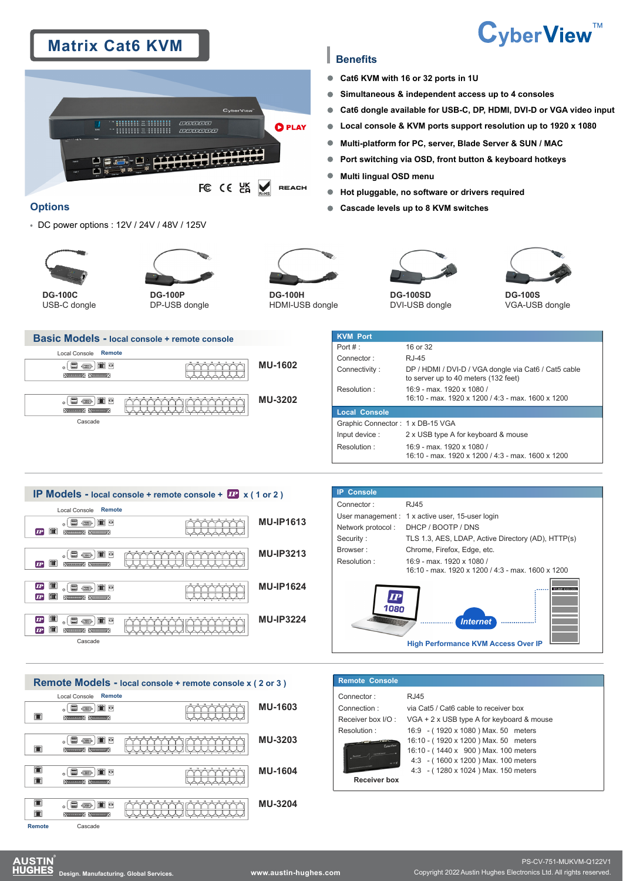# Matrix Cat6 KVM

CyberView™

## Benefits

- Cat6 KVM with 16 or 32 ports in 1U
- Simultaneous & independent access up to 4 consoles
- Cat6 dongle available for USB-C, DP, HDMI, DVI-D or VGA video input
- Local console & KVM ports support resolution up to 1920 x 1080
- Multi-platform for PC, server, Blade Server & SUN / MAC
- Port switching via OSD, front button & keyboard hotkeys
- Multi lingual OSD menu
- Hot pluggable, no software or drivers required
- Cascade levels up to 8 KVM switches

## Options

- DC power options : 12V / 24V / 48V / 125V

**DG-100C** USB-C dongle

**DG-100P** DP-USB dongle

**DG-100H** HDMI-USB dongle

**DG-100SD** DVI-USB dongle

**DG-100S** VGA-USB dongle

## Basic Models - local console + remote console

- MU-1602
- MU-3202

### KVM Port

| | |
|---|---|
| Port # : | 16 or 32 |
| Connector : | RJ-45 |
| Connectivity : | DP / HDMI / DVI-D / VGA dongle via Cat6 / Cat5 cable to server up to 40 meters (132 feet) |
| Resolution : | 16:9 - max. 1920 x 1080 / 16:10 - max. 1920 x 1200 / 4:3 - max. 1600 x 1200 |

### Local Console

| | |
|---|---|
| Graphic Connector : | 1 x DB-15 VGA |
| Input device : | 2 x USB type A for keyboard & mouse |
| Resolution : | 16:9 - max. 1920 x 1080 / 16:10 - max. 1920 x 1200 / 4:3 - max. 1600 x 1200 |

## IP Models - local console + remote console + IP x ( 1 or 2 )

- MU-IP1613
- MU-IP3213
- MU-IP1624
- MU-IP3224

### IP Console

| | |
|---|---|
| Connector : | RJ45 |
| User management : | 1 x active user, 15-user login |
| Network protocol : | DHCP / BOOTP / DNS |
| Security : | TLS 1.3, AES, LDAP, Active Directory (AD), HTTP(s) |
| Browser : | Chrome, Firefox, Edge, etc. |
| Resolution : | 16:9 - max. 1920 x 1080 / 16:10 - max. 1920 x 1200 / 4:3 - max. 1600 x 1200 |

High Performance KVM Access Over IP

## Remote Models - local console + remote console x ( 2 or 3 )

- MU-1603
- MU-3203
- MU-1604
- MU-3204

### Remote Console

| | |
|---|---|
| Connector : | RJ45 |
| Connection : | via Cat5 / Cat6 cable to receiver box |
| Receiver box I/O : | VGA + 2 x USB type A for keyboard & mouse |
| Resolution : | 16:9 - ( 1920 x 1080 ) Max. 50 meters |
| | 16:10 - ( 1920 x 1200 ) Max. 50 meters |
| | 16:10 - ( 1440 x 900 ) Max. 100 meters |
| | 4:3 - ( 1600 x 1200 ) Max. 100 meters |
| | 4:3 - ( 1280 x 1024 ) Max. 150 meters |

Receiver box

AUSTIN HUGHES Design. Manufacturing. Global Services. www.austin-hughes.com

PS-CV-751-MUKVM-Q122V1
Copyright 2022 Austin Hughes Electronics Ltd. All rights reserved.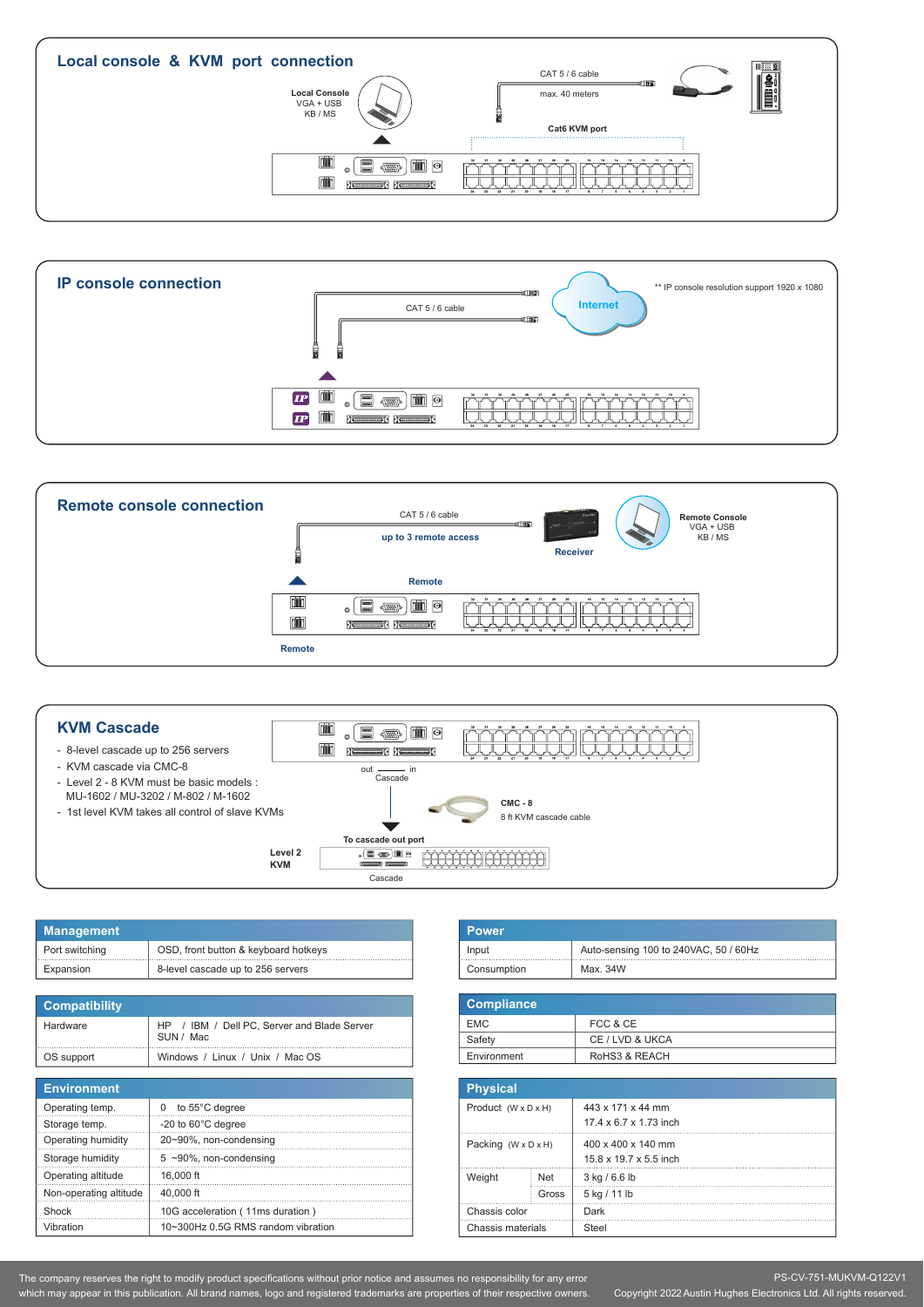## Local console & KVM port connection

Local Console
VGA + USB
KB / MS

CAT 5 / 6 cable

max. 40 meters

Cat6 KVM port

## IP console connection

CAT 5 / 6 cable

Internet

** IP console resolution support 1920 x 1080

## Remote console connection

CAT 5 / 6 cable

up to 3 remote access

Receiver

Remote Console
VGA + USB
KB / MS

Remote

Remote

## KVM Cascade

- 8-level cascade up to 256 servers
- KVM cascade via CMC-8
- Level 2 - 8 KVM must be basic models : MU-1602 / MU-3202 / M-802 / M-1602
- 1st level KVM takes all control of slave KVMs

out in
Cascade

CMC - 8
8 ft KVM cascade cable

To cascade out port

Level 2
KVM

Cascade

### Management

| | |
|---|---|
| Port switching | OSD, front button & keyboard hotkeys |
| Expansion | 8-level cascade up to 256 servers |

### Compatibility

| | |
|---|---|
| Hardware | HP / IBM / Dell PC, Server and Blade Server SUN / Mac |
| OS support | Windows / Linux / Unix / Mac OS |

### Environment

| | |
|---|---|
| Operating temp. | 0 to 55°C degree |
| Storage temp. | -20 to 60°C degree |
| Operating humidity | 20~90%, non-condensing |
| Storage humidity | 5 ~90%, non-condensing |
| Operating altitude | 16,000 ft |
| Non-operating altitude | 40,000 ft |
| Shock | 10G acceleration ( 11ms duration ) |
| Vibration | 10~300Hz 0.5G RMS random vibration |

### Power

| | |
|---|---|
| Input | Auto-sensing 100 to 240VAC, 50 / 60Hz |
| Consumption | Max. 34W |

### Compliance

| | |
|---|---|
| EMC | FCC & CE |
| Safety | CE / LVD & UKCA |
| Environment | RoHS3 & REACH |

### Physical

| | | |
|---|---|---|
| Product (W x D x H) | | 443 x 171 x 44 mm<br>17.4 x 6.7 x 1.73 inch |
| Packing (W x D x H) | | 400 x 400 x 140 mm<br>15.8 x 19.7 x 5.5 inch |
| Weight | Net | 3 kg / 6.6 lb |
| | Gross | 5 kg / 11 lb |
| Chassis color | | Dark |
| Chassis materials | | Steel |

The company reserves the right to modify product specifications without prior notice and assumes no responsibility for any error which may appear in this publication. All brand names, logo and registered trademarks are properties of their respective owners.

PS-CV-751-MUKVM-Q122V1
Copyright 2022 Austin Hughes Electronics Ltd. All rights reserved.